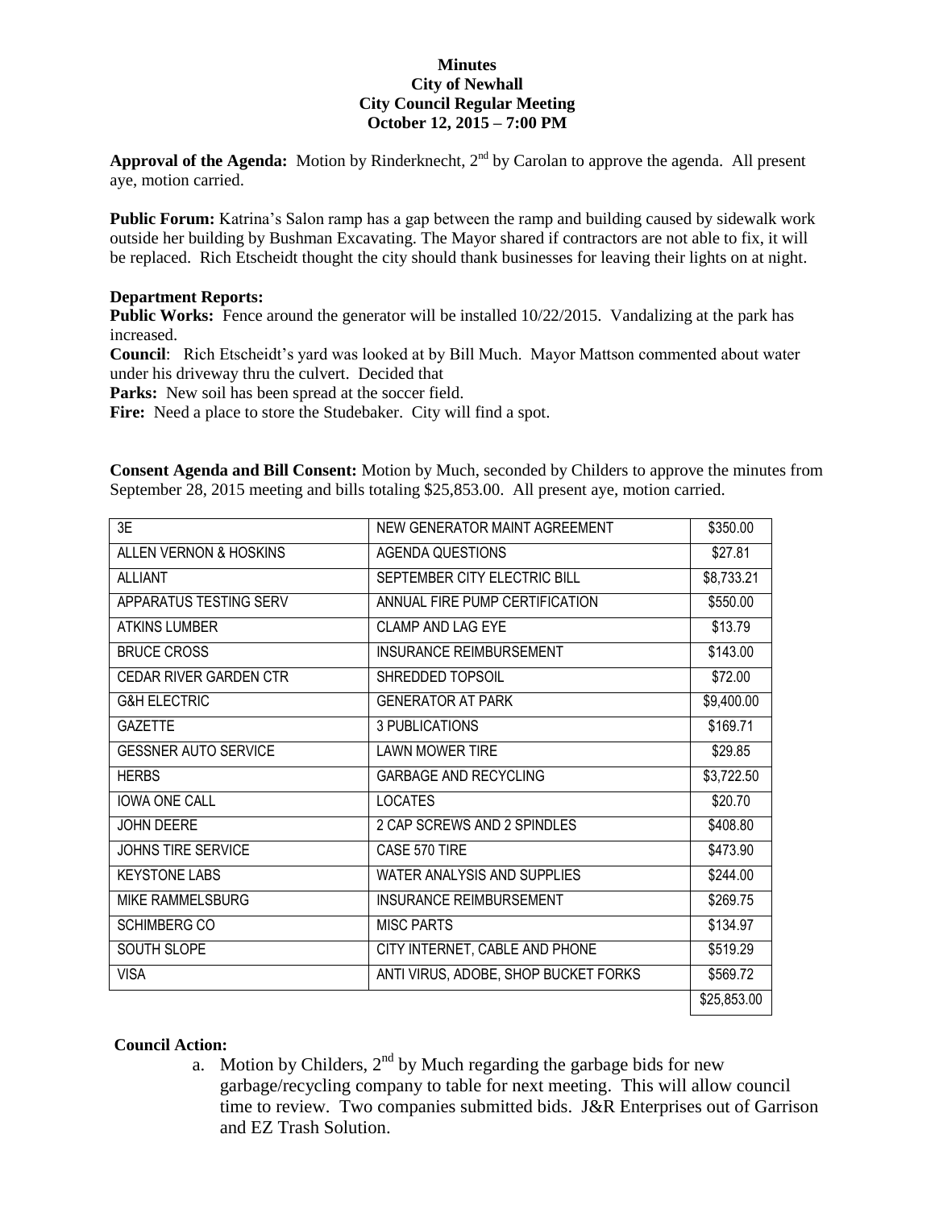**Minutes**
**City of Newhall**
**City Council Regular Meeting**
**October 12, 2015 – 7:00 PM**

**Approval of the Agenda:** Motion by Rinderknecht, 2nd by Carolan to approve the agenda. All present aye, motion carried.

**Public Forum:** Katrina's Salon ramp has a gap between the ramp and building caused by sidewalk work outside her building by Bushman Excavating. The Mayor shared if contractors are not able to fix, it will be replaced. Rich Etscheidt thought the city should thank businesses for leaving their lights on at night.

**Department Reports:**
**Public Works:** Fence around the generator will be installed 10/22/2015. Vandalizing at the park has increased.
**Council**: Rich Etscheidt's yard was looked at by Bill Much. Mayor Mattson commented about water under his driveway thru the culvert. Decided that
**Parks:** New soil has been spread at the soccer field.
**Fire:** Need a place to store the Studebaker. City will find a spot.

**Consent Agenda and Bill Consent:** Motion by Much, seconded by Childers to approve the minutes from September 28, 2015 meeting and bills totaling $25,853.00. All present aye, motion carried.

| | | |
|---|---|---|
| 3E | NEW GENERATOR MAINT AGREEMENT | $350.00 |
| ALLEN VERNON & HOSKINS | AGENDA QUESTIONS | $27.81 |
| ALLIANT | SEPTEMBER CITY ELECTRIC BILL | $8,733.21 |
| APPARATUS TESTING SERV | ANNUAL FIRE PUMP CERTIFICATION | $550.00 |
| ATKINS LUMBER | CLAMP AND LAG EYE | $13.79 |
| BRUCE CROSS | INSURANCE REIMBURSEMENT | $143.00 |
| CEDAR RIVER GARDEN CTR | SHREDDED TOPSOIL | $72.00 |
| G&H ELECTRIC | GENERATOR AT PARK | $9,400.00 |
| GAZETTE | 3 PUBLICATIONS | $169.71 |
| GESSNER AUTO SERVICE | LAWN MOWER TIRE | $29.85 |
| HERBS | GARBAGE AND RECYCLING | $3,722.50 |
| IOWA ONE CALL | LOCATES | $20.70 |
| JOHN DEERE | 2 CAP SCREWS AND 2 SPINDLES | $408.80 |
| JOHNS TIRE SERVICE | CASE 570 TIRE | $473.90 |
| KEYSTONE LABS | WATER ANALYSIS AND SUPPLIES | $244.00 |
| MIKE RAMMELSBURG | INSURANCE REIMBURSEMENT | $269.75 |
| SCHIMBERG CO | MISC PARTS | $134.97 |
| SOUTH SLOPE | CITY INTERNET, CABLE AND PHONE | $519.29 |
| VISA | ANTI VIRUS, ADOBE, SHOP BUCKET FORKS | $569.72 |
| | | $25,853.00 |

**Council Action:**

a. Motion by Childers, 2nd by Much regarding the garbage bids for new garbage/recycling company to table for next meeting. This will allow council time to review. Two companies submitted bids. J&R Enterprises out of Garrison and EZ Trash Solution.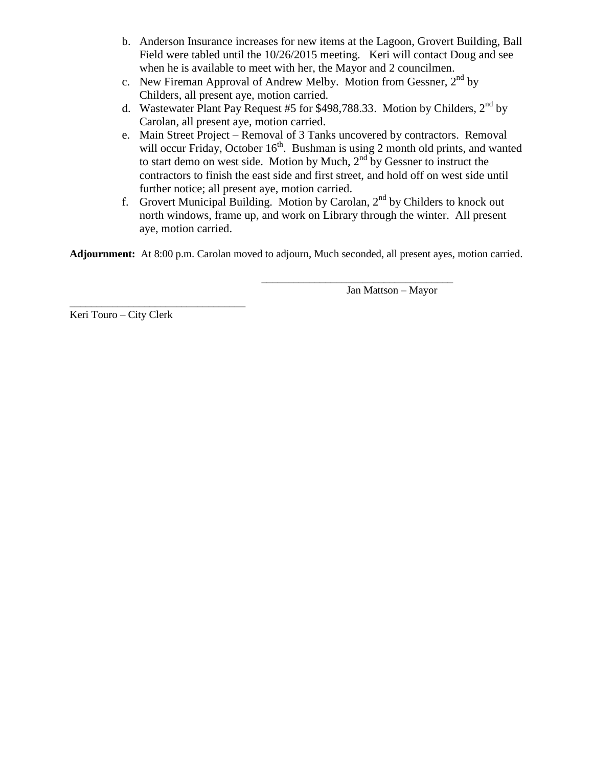b. Anderson Insurance increases for new items at the Lagoon, Grovert Building, Ball Field were tabled until the 10/26/2015 meeting. Keri will contact Doug and see when he is available to meet with her, the Mayor and 2 councilmen.
c. New Fireman Approval of Andrew Melby. Motion from Gessner, 2nd by Childers, all present aye, motion carried.
d. Wastewater Plant Pay Request #5 for $498,788.33. Motion by Childers, 2nd by Carolan, all present aye, motion carried.
e. Main Street Project – Removal of 3 Tanks uncovered by contractors. Removal will occur Friday, October 16th. Bushman is using 2 month old prints, and wanted to start demo on west side. Motion by Much, 2nd by Gessner to instruct the contractors to finish the east side and first street, and hold off on west side until further notice; all present aye, motion carried.
f. Grovert Municipal Building. Motion by Carolan, 2nd by Childers to knock out north windows, frame up, and work on Library through the winter. All present aye, motion carried.

**Adjournment:** At 8:00 p.m. Carolan moved to adjourn, Much seconded, all present ayes, motion carried.

\_\_\_\_\_\_\_\_\_\_\_\_\_\_\_\_\_\_\_\_\_\_\_\_\_\_\_\_\_\_\_\_\_\_\_\_
Jan Mattson – Mayor

\_\_\_\_\_\_\_\_\_\_\_\_\_\_\_\_\_\_\_\_\_\_\_\_\_\_\_\_\_\_\_\_\_\_\_\_
Keri Touro – City Clerk